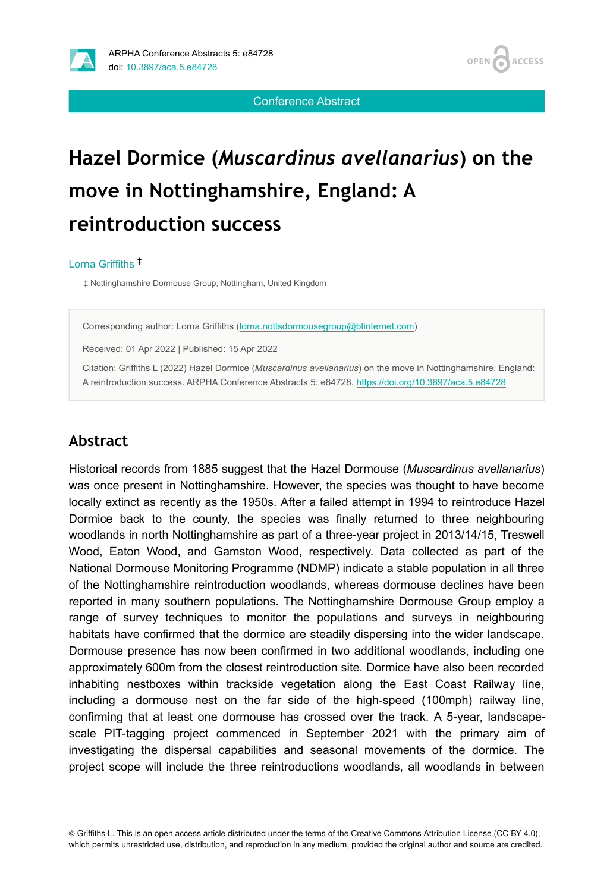# Hazel Dormice (*Muscardinus avellanarius*) on the move in Nottinghamshire, England: A reintroduction success

Lorna Griffiths [‡]

‡ Nottinghamshire Dormouse Group, Nottingham, United Kingdom

Corresponding author: Lorna Griffiths (lorna.nottsdormousegroup@btinternet.com)

Received: 01 Apr 2022 | Published: 15 Apr 2022

Citation: Griffiths L (2022) Hazel Dormice (*Muscardinus avellanarius*) on the move in Nottinghamshire, England: A reintroduction success. ARPHA Conference Abstracts 5: e84728. https://doi.org/10.3897/aca.5.e84728

## Abstract

Historical records from 1885 suggest that the Hazel Dormouse (*Muscardinus avellanarius*) was once present in Nottinghamshire. However, the species was thought to have become locally extinct as recently as the 1950s. After a failed attempt in 1994 to reintroduce Hazel Dormice back to the county, the species was finally returned to three neighbouring woodlands in north Nottinghamshire as part of a three-year project in 2013/14/15, Treswell Wood, Eaton Wood, and Gamston Wood, respectively. Data collected as part of the National Dormouse Monitoring Programme (NDMP) indicate a stable population in all three of the Nottinghamshire reintroduction woodlands, whereas dormouse declines have been reported in many southern populations. The Nottinghamshire Dormouse Group employ a range of survey techniques to monitor the populations and surveys in neighbouring habitats have confirmed that the dormice are steadily dispersing into the wider landscape. Dormouse presence has now been confirmed in two additional woodlands, including one approximately 600m from the closest reintroduction site. Dormice have also been recorded inhabiting nestboxes within trackside vegetation along the East Coast Railway line, including a dormouse nest on the far side of the high-speed (100mph) railway line, confirming that at least one dormouse has crossed over the track. A 5-year, landscape-scale PIT-tagging project commenced in September 2021 with the primary aim of investigating the dispersal capabilities and seasonal movements of the dormice. The project scope will include the three reintroductions woodlands, all woodlands in between

© Griffiths L. This is an open access article distributed under the terms of the Creative Commons Attribution License (CC BY 4.0), which permits unrestricted use, distribution, and reproduction in any medium, provided the original author and source are credited.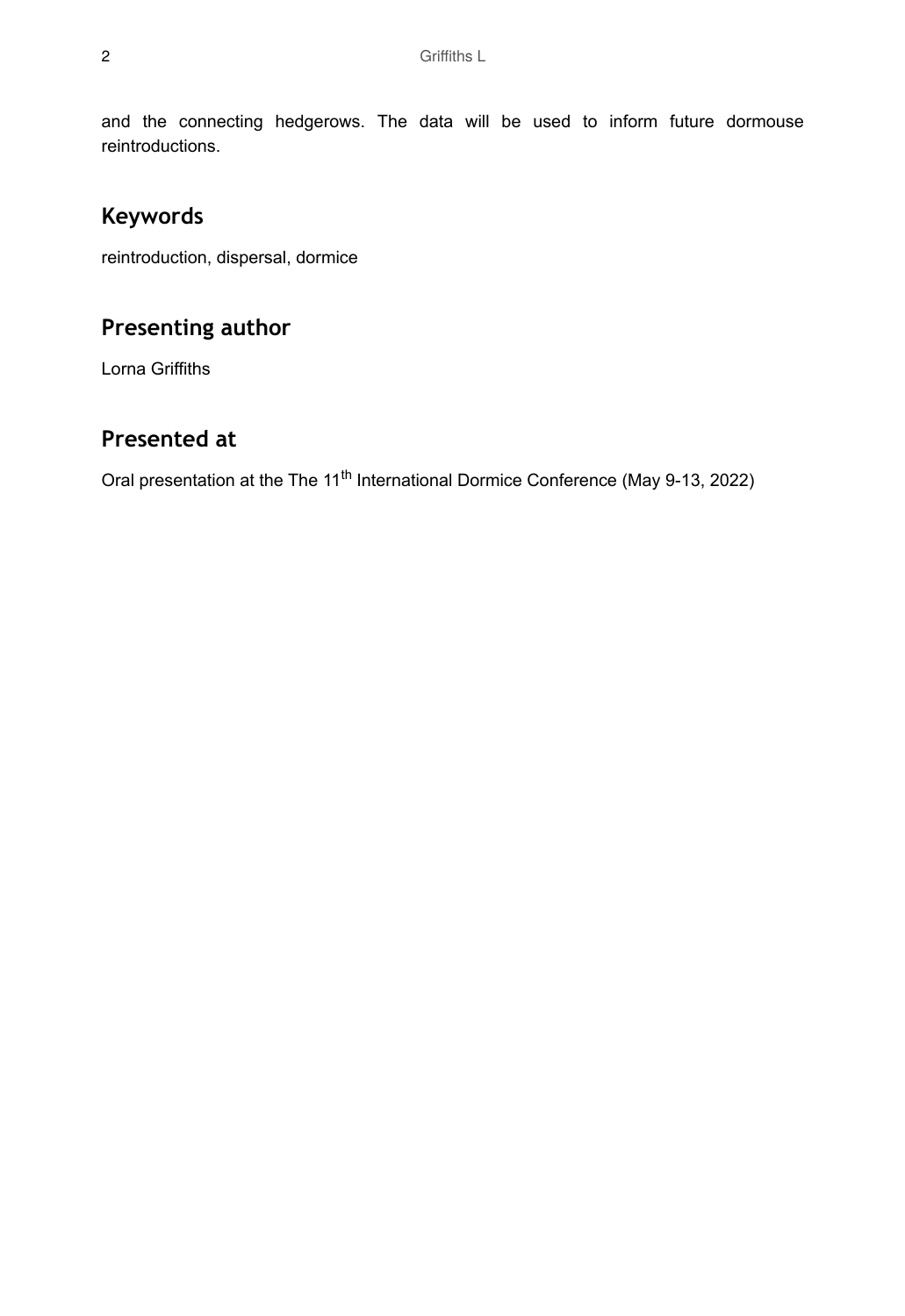and the connecting hedgerows. The data will be used to inform future dormouse reintroductions.

## Keywords

reintroduction, dispersal, dormice

## Presenting author

Lorna Griffiths

## Presented at

Oral presentation at the The 11th International Dormice Conference (May 9-13, 2022)